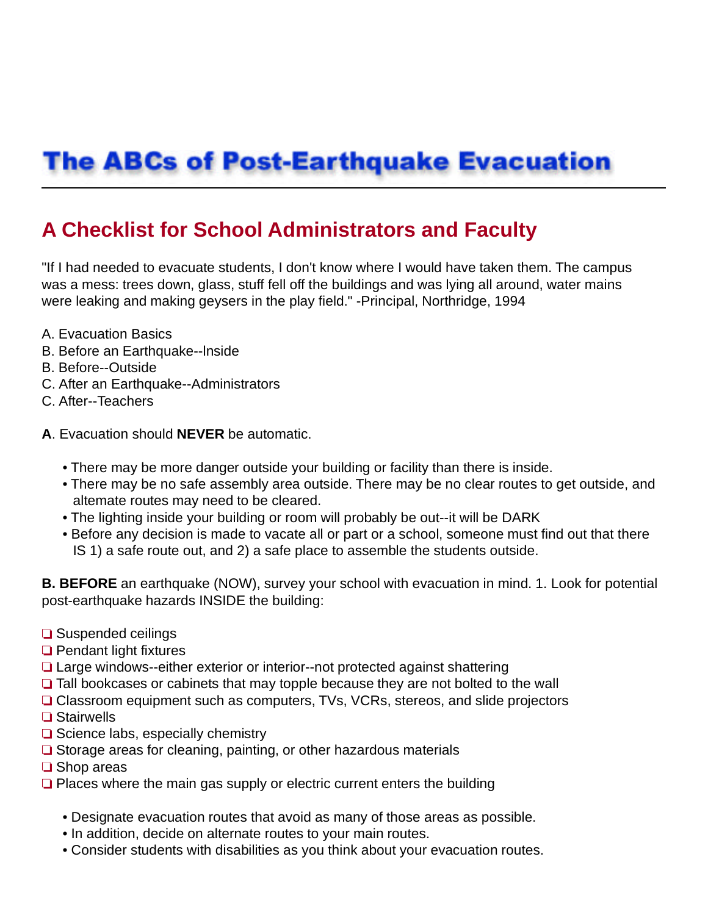# The ABCs of Post-Earthquake Evacuation

## A Checklist for School Administrators and Faculty

"If I had needed to evacuate students, I don't know where I would have taken them. The campus was a mess: trees down, glass, stuff fell off the buildings and was lying all around, water mains were leaking and making geysers in the play field." -Principal, Northridge, 1994

A. Evacuation Basics
B. Before an Earthquake--Inside
B. Before--Outside
C. After an Earthquake--Administrators
C. After--Teachers

**A**. Evacuation should **NEVER** be automatic.

- There may be more danger outside your building or facility than there is inside.
- There may be no safe assembly area outside. There may be no clear routes to get outside, and altemate routes may need to be cleared.
- The lighting inside your building or room will probably be out--it will be DARK
- Before any decision is made to vacate all or part or a school, someone must find out that there IS 1) a safe route out, and 2) a safe place to assemble the students outside.

**B. BEFORE** an earthquake (NOW), survey your school with evacuation in mind. 1. Look for potential post-earthquake hazards INSIDE the building:

- ❏ Suspended ceilings
- ❏ Pendant light fixtures
- ❏ Large windows--either exterior or interior--not protected against shattering
- ❏ Tall bookcases or cabinets that may topple because they are not bolted to the wall
- ❏ Classroom equipment such as computers, TVs, VCRs, stereos, and slide projectors
- ❏ Stairwells
- ❏ Science labs, especially chemistry
- ❏ Storage areas for cleaning, painting, or other hazardous materials
- ❏ Shop areas
- ❏ Places where the main gas supply or electric current enters the building

  - Designate evacuation routes that avoid as many of those areas as possible.
  - In addition, decide on alternate routes to your main routes.
  - Consider students with disabilities as you think about your evacuation routes.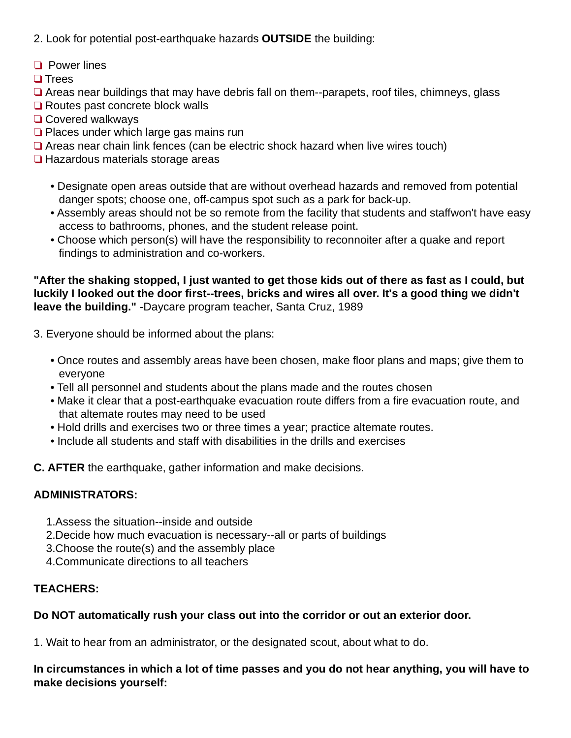2. Look for potential post-earthquake hazards **OUTSIDE** the building:

- ❏ Power lines
- ❏ Trees
- ❏ Areas near buildings that may have debris fall on them--parapets, roof tiles, chimneys, glass
- ❏ Routes past concrete block walls
- ❏ Covered walkways
- ❏ Places under which large gas mains run
- ❏ Areas near chain link fences (can be electric shock hazard when live wires touch)
- ❏ Hazardous materials storage areas

  - Designate open areas outside that are without overhead hazards and removed from potential danger spots; choose one, off-campus spot such as a park for back-up.
  - Assembly areas should not be so remote from the facility that students and staffwon't have easy access to bathrooms, phones, and the student release point.
  - Choose which person(s) will have the responsibility to reconnoiter after a quake and report findings to administration and co-workers.

**"After the shaking stopped, I just wanted to get those kids out of there as fast as I could, but luckily I looked out the door first--trees, bricks and wires all over. It's a good thing we didn't leave the building."** -Daycare program teacher, Santa Cruz, 1989

3. Everyone should be informed about the plans:

  - Once routes and assembly areas have been chosen, make floor plans and maps; give them to everyone
  - Tell all personnel and students about the plans made and the routes chosen
  - Make it clear that a post-earthquake evacuation route differs from a fire evacuation route, and that altemate routes may need to be used
  - Hold drills and exercises two or three times a year; practice altemate routes.
  - Include all students and staff with disabilities in the drills and exercises

**C. AFTER** the earthquake, gather information and make decisions.

**ADMINISTRATORS:**

1. Assess the situation--inside and outside
2. Decide how much evacuation is necessary--all or parts of buildings
3. Choose the route(s) and the assembly place
4. Communicate directions to all teachers

**TEACHERS:**

**Do NOT automatically rush your class out into the corridor or out an exterior door.**

1. Wait to hear from an administrator, or the designated scout, about what to do.

**In circumstances in which a lot of time passes and you do not hear anything, you will have to make decisions yourself:**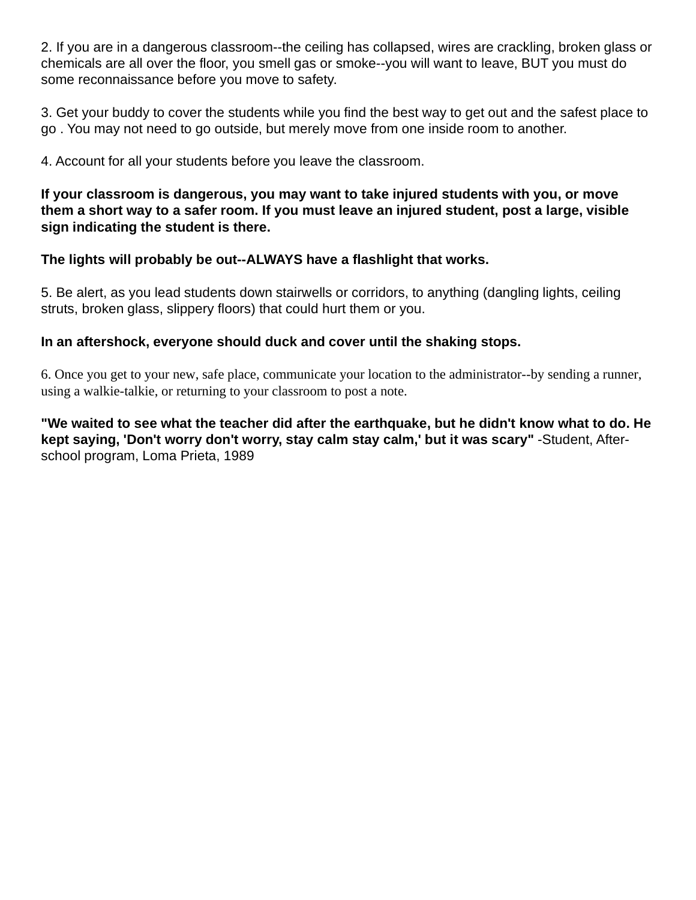2. If you are in a dangerous classroom--the ceiling has collapsed, wires are crackling, broken glass or chemicals are all over the floor, you smell gas or smoke--you will want to leave, BUT you must do some reconnaissance before you move to safety.

3. Get your buddy to cover the students while you find the best way to get out and the safest place to go . You may not need to go outside, but merely move from one inside room to another.

4. Account for all your students before you leave the classroom.

**If your classroom is dangerous, you may want to take injured students with you, or move them a short way to a safer room. If you must leave an injured student, post a large, visible sign indicating the student is there.**

**The lights will probably be out--ALWAYS have a flashlight that works.**

5. Be alert, as you lead students down stairwells or corridors, to anything (dangling lights, ceiling struts, broken glass, slippery floors) that could hurt them or you.

**In an aftershock, everyone should duck and cover until the shaking stops.**

6. Once you get to your new, safe place, communicate your location to the administrator--by sending a runner, using a walkie-talkie, or returning to your classroom to post a note.

**"We waited to see what the teacher did after the earthquake, but he didn't know what to do. He kept saying, 'Don't worry don't worry, stay calm stay calm,' but it was scary"** -Student, After-school program, Loma Prieta, 1989